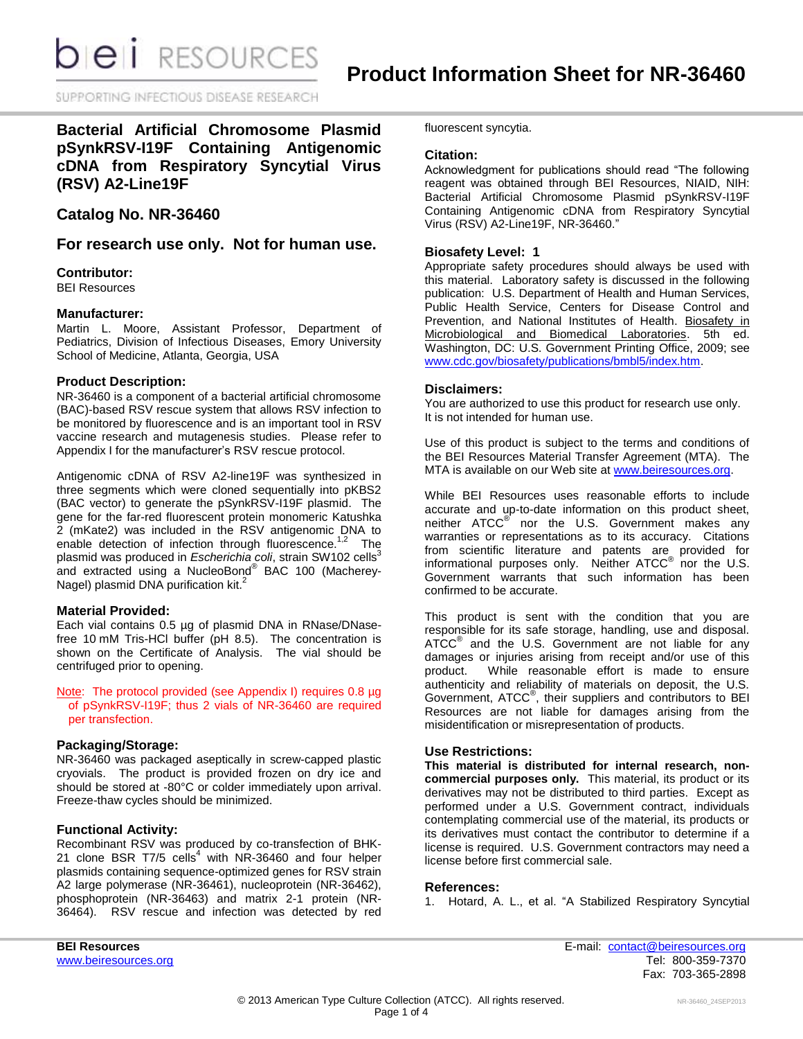# Product Information Sheet for NR-36460

## Bacterial Artificial Chromosome Plasmid pSynkRSV-I19F Containing Antigenomic cDNA from Respiratory Syncytial Virus (RSV) A2-Line19F

## Catalog No. NR-36460

## For research use only. Not for human use.

### Contributor:

BEI Resources

### Manufacturer:

Martin L. Moore, Assistant Professor, Department of Pediatrics, Division of Infectious Diseases, Emory University School of Medicine, Atlanta, Georgia, USA

### Product Description:

NR-36460 is a component of a bacterial artificial chromosome (BAC)-based RSV rescue system that allows RSV infection to be monitored by fluorescence and is an important tool in RSV vaccine research and mutagenesis studies. Please refer to Appendix I for the manufacturer's RSV rescue protocol.

Antigenomic cDNA of RSV A2-line19F was synthesized in three segments which were cloned sequentially into pKBS2 (BAC vector) to generate the pSynkRSV-I19F plasmid. The gene for the far-red fluorescent protein monomeric Katushka 2 (mKate2) was included in the RSV antigenomic DNA to enable detection of infection through fluorescence.[1,2] The plasmid was produced in *Escherichia coli*, strain SW102 cells[3] and extracted using a NucleoBond® BAC 100 (Macherey-Nagel) plasmid DNA purification kit.[2]

### Material Provided:

Each vial contains 0.5 µg of plasmid DNA in RNase/DNase-free 10 mM Tris-HCl buffer (pH 8.5). The concentration is shown on the Certificate of Analysis. The vial should be centrifuged prior to opening.

Note: The protocol provided (see Appendix I) requires 0.8 µg of pSynkRSV-I19F; thus 2 vials of NR-36460 are required per transfection.

### Packaging/Storage:

NR-36460 was packaged aseptically in screw-capped plastic cryovials. The product is provided frozen on dry ice and should be stored at -80°C or colder immediately upon arrival. Freeze-thaw cycles should be minimized.

### Functional Activity:

Recombinant RSV was produced by co-transfection of BHK-21 clone BSR T7/5 cells[4] with NR-36460 and four helper plasmids containing sequence-optimized genes for RSV strain A2 large polymerase (NR-36461), nucleoprotein (NR-36462), phosphoprotein (NR-36463) and matrix 2-1 protein (NR-36464). RSV rescue and infection was detected by red fluorescent syncytia.

### Citation:

Acknowledgment for publications should read "The following reagent was obtained through BEI Resources, NIAID, NIH: Bacterial Artificial Chromosome Plasmid pSynkRSV-I19F Containing Antigenomic cDNA from Respiratory Syncytial Virus (RSV) A2-Line19F, NR-36460."

### Biosafety Level: 1

Appropriate safety procedures should always be used with this material. Laboratory safety is discussed in the following publication: U.S. Department of Health and Human Services, Public Health Service, Centers for Disease Control and Prevention, and National Institutes of Health. Biosafety in Microbiological and Biomedical Laboratories. 5th ed. Washington, DC: U.S. Government Printing Office, 2009; see www.cdc.gov/biosafety/publications/bmbl5/index.htm.

### Disclaimers:

You are authorized to use this product for research use only. It is not intended for human use.

Use of this product is subject to the terms and conditions of the BEI Resources Material Transfer Agreement (MTA). The MTA is available on our Web site at www.beiresources.org.

While BEI Resources uses reasonable efforts to include accurate and up-to-date information on this product sheet, neither ATCC® nor the U.S. Government makes any warranties or representations as to its accuracy. Citations from scientific literature and patents are provided for informational purposes only. Neither ATCC® nor the U.S. Government warrants that such information has been confirmed to be accurate.

This product is sent with the condition that you are responsible for its safe storage, handling, use and disposal. ATCC® and the U.S. Government are not liable for any damages or injuries arising from receipt and/or use of this product. While reasonable effort is made to ensure authenticity and reliability of materials on deposit, the U.S. Government, ATCC®, their suppliers and contributors to BEI Resources are not liable for damages arising from the misidentification or misrepresentation of products.

### Use Restrictions:

**This material is distributed for internal research, non-commercial purposes only.** This material, its product or its derivatives may not be distributed to third parties. Except as performed under a U.S. Government contract, individuals contemplating commercial use of the material, its products or its derivatives must contact the contributor to determine if a license is required. U.S. Government contractors may need a license before first commercial sale.

### References:

1. Hotard, A. L., et al. "A Stabilized Respiratory Syncytial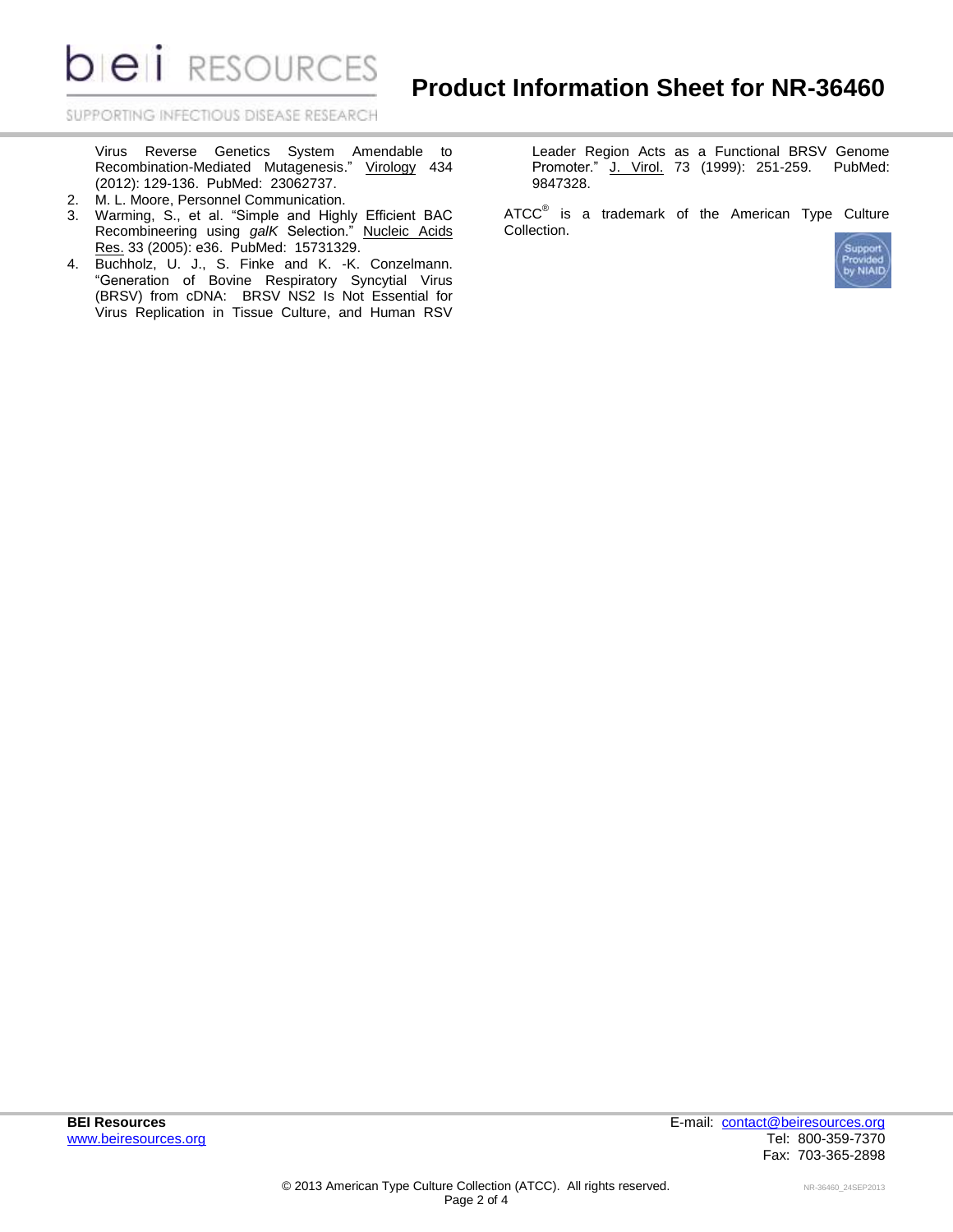Virus Reverse Genetics System Amendable to Recombination-Mediated Mutagenesis." Virology 434 (2012): 129-136. PubMed: 23062737.

2. M. L. Moore, Personnel Communication.
3. Warming, S., et al. "Simple and Highly Efficient BAC Recombineering using *galK* Selection." Nucleic Acids Res. 33 (2005): e36. PubMed: 15731329.
4. Buchholz, U. J., S. Finke and K. -K. Conzelmann. "Generation of Bovine Respiratory Syncytial Virus (BRSV) from cDNA: BRSV NS2 Is Not Essential for Virus Replication in Tissue Culture, and Human RSV Leader Region Acts as a Functional BRSV Genome Promoter." J. Virol. 73 (1999): 251-259. PubMed: 9847328.

ATCC® is a trademark of the American Type Culture Collection.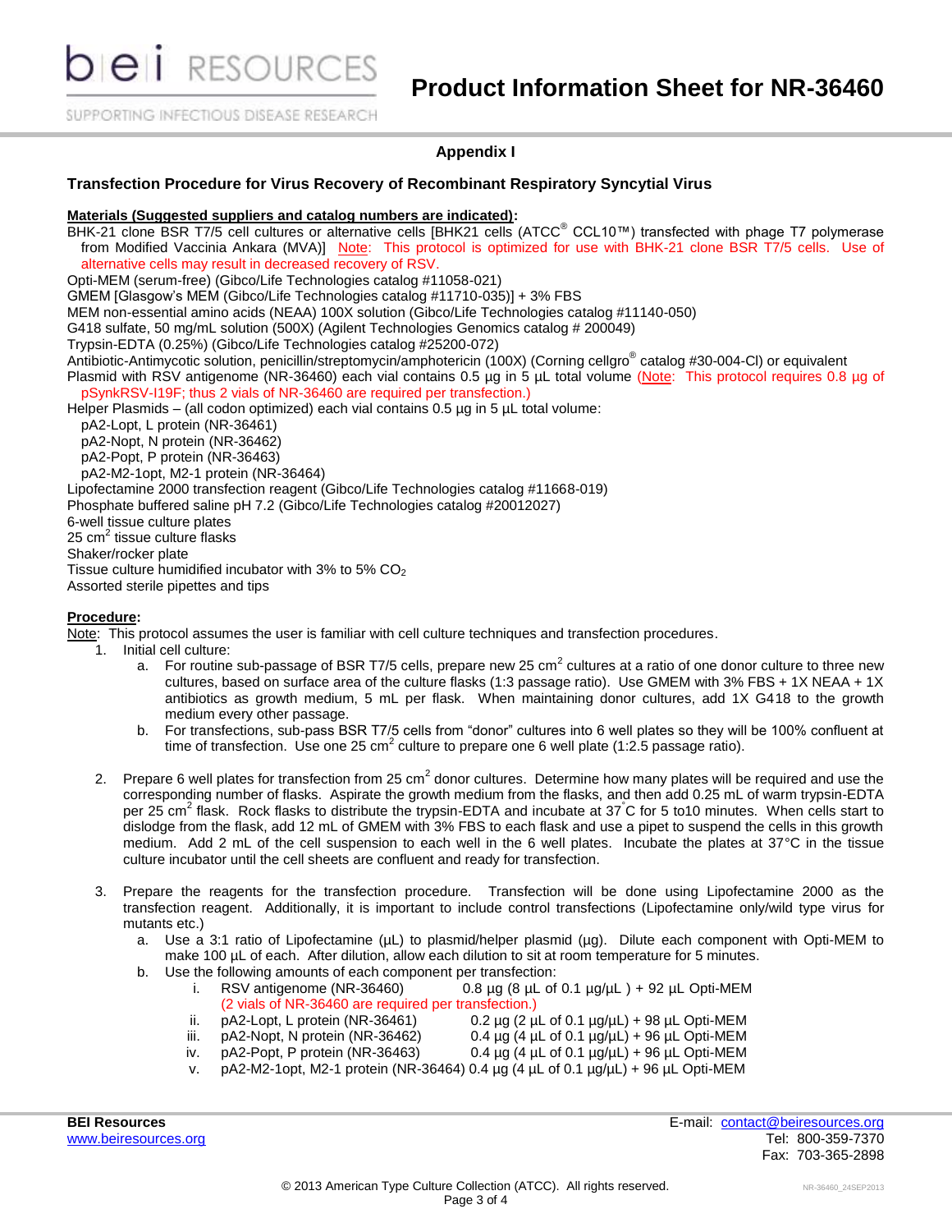## Appendix I

### Transfection Procedure for Virus Recovery of Recombinant Respiratory Syncytial Virus

**Materials (Suggested suppliers and catalog numbers are indicated):**

BHK-21 clone BSR T7/5 cell cultures or alternative cells [BHK21 cells (ATCC® CCL10™) transfected with phage T7 polymerase from Modified Vaccinia Ankara (MVA)] Note: This protocol is optimized for use with BHK-21 clone BSR T7/5 cells. Use of alternative cells may result in decreased recovery of RSV.

Opti-MEM (serum-free) (Gibco/Life Technologies catalog #11058-021)

GMEM [Glasgow's MEM (Gibco/Life Technologies catalog #11710-035)] + 3% FBS

MEM non-essential amino acids (NEAA) 100X solution (Gibco/Life Technologies catalog #11140-050)

G418 sulfate, 50 mg/mL solution (500X) (Agilent Technologies Genomics catalog # 200049)

Trypsin-EDTA (0.25%) (Gibco/Life Technologies catalog #25200-072)

Antibiotic-Antimycotic solution, penicillin/streptomycin/amphotericin (100X) (Corning cellgro® catalog #30-004-Cl) or equivalent

Plasmid with RSV antigenome (NR-36460) each vial contains 0.5 µg in 5 µL total volume (Note: This protocol requires 0.8 µg of pSynkRSV-I19F; thus 2 vials of NR-36460 are required per transfection.)

Helper Plasmids – (all codon optimized) each vial contains 0.5 µg in 5 µL total volume:
- pA2-Lopt, L protein (NR-36461)
- pA2-Nopt, N protein (NR-36462)
- pA2-Popt, P protein (NR-36463)
- pA2-M2-1opt, M2-1 protein (NR-36464)

Lipofectamine 2000 transfection reagent (Gibco/Life Technologies catalog #11668-019)

Phosphate buffered saline pH 7.2 (Gibco/Life Technologies catalog #20012027)

6-well tissue culture plates

25 cm² tissue culture flasks

Shaker/rocker plate

Tissue culture humidified incubator with 3% to 5% $CO_2$

Assorted sterile pipettes and tips

**Procedure:**

Note: This protocol assumes the user is familiar with cell culture techniques and transfection procedures.

1. Initial cell culture:
   a. For routine sub-passage of BSR T7/5 cells, prepare new 25 cm² cultures at a ratio of one donor culture to three new cultures, based on surface area of the culture flasks (1:3 passage ratio). Use GMEM with 3% FBS + 1X NEAA + 1X antibiotics as growth medium, 5 mL per flask. When maintaining donor cultures, add 1X G418 to the growth medium every other passage.
   b. For transfections, sub-pass BSR T7/5 cells from "donor" cultures into 6 well plates so they will be 100% confluent at time of transfection. Use one 25 cm² culture to prepare one 6 well plate (1:2.5 passage ratio).

2. Prepare 6 well plates for transfection from 25 cm² donor cultures. Determine how many plates will be required and use the corresponding number of flasks. Aspirate the growth medium from the flasks, and then add 0.25 mL of warm trypsin-EDTA per 25 cm² flask. Rock flasks to distribute the trypsin-EDTA and incubate at 37°C for 5 to10 minutes. When cells start to dislodge from the flask, add 12 mL of GMEM with 3% FBS to each flask and use a pipet to suspend the cells in this growth medium. Add 2 mL of the cell suspension to each well in the 6 well plates. Incubate the plates at 37°C in the tissue culture incubator until the cell sheets are confluent and ready for transfection.

3. Prepare the reagents for the transfection procedure. Transfection will be done using Lipofectamine 2000 as the transfection reagent. Additionally, it is important to include control transfections (Lipofectamine only/wild type virus for mutants etc.)
   a. Use a 3:1 ratio of Lipofectamine (µL) to plasmid/helper plasmid (µg). Dilute each component with Opti-MEM to make 100 µL of each. After dilution, allow each dilution to sit at room temperature for 5 minutes.
   b. Use the following amounts of each component per transfection:
      i. RSV antigenome (NR-36460) 0.8 µg (8 µL of 0.1 µg/µL ) + 92 µL Opti-MEM
         (2 vials of NR-36460 are required per transfection.)
      ii. pA2-Lopt, L protein (NR-36461) 0.2 µg (2 µL of 0.1 µg/µL) + 98 µL Opti-MEM
      iii. pA2-Nopt, N protein (NR-36462) 0.4 µg (4 µL of 0.1 µg/µL) + 96 µL Opti-MEM
      iv. pA2-Popt, P protein (NR-36463) 0.4 µg (4 µL of 0.1 µg/µL) + 96 µL Opti-MEM
      v. pA2-M2-1opt, M2-1 protein (NR-36464) 0.4 µg (4 µL of 0.1 µg/µL) + 96 µL Opti-MEM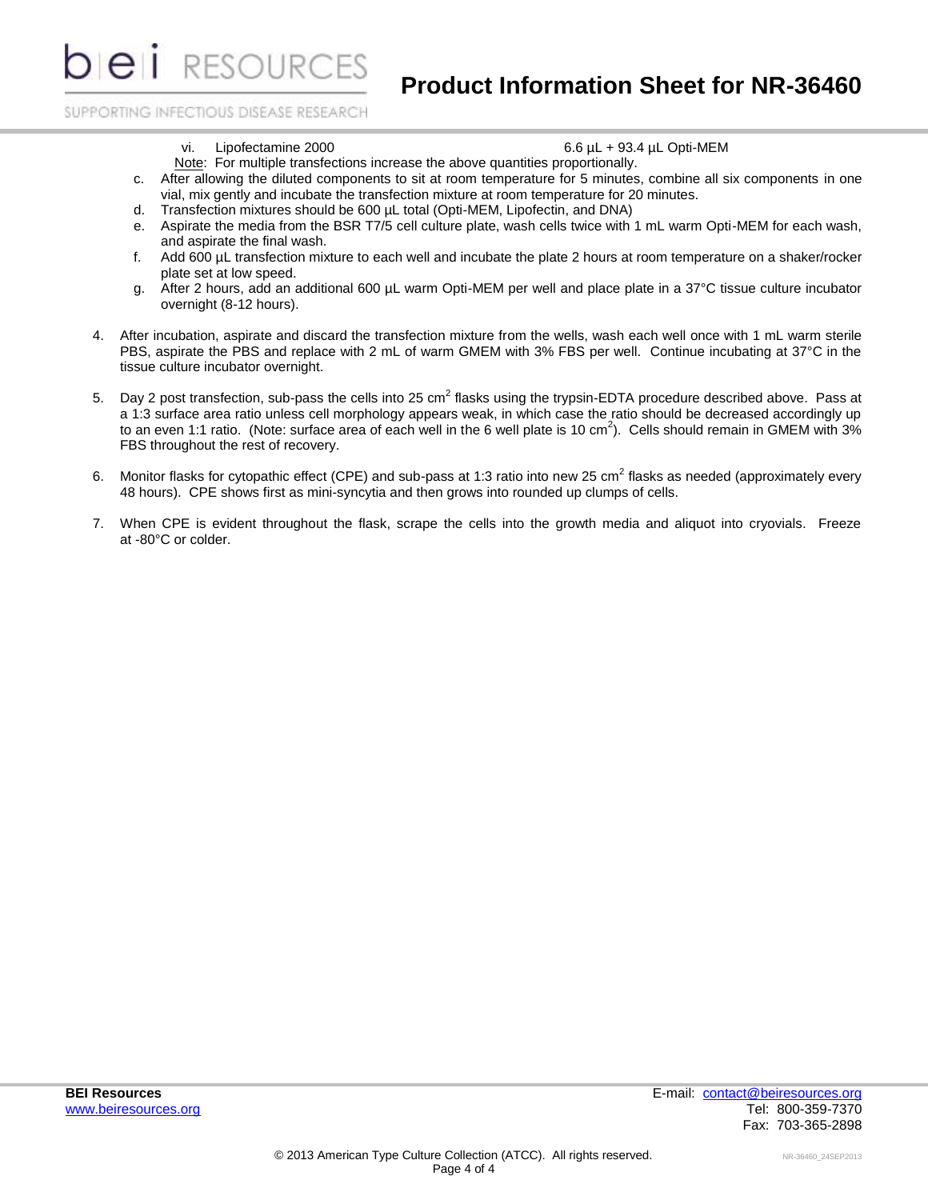vi. Lipofectamine 2000 6.6 µL + 93.4 µL Opti-MEM

Note: For multiple transfections increase the above quantities proportionally.

c. After allowing the diluted components to sit at room temperature for 5 minutes, combine all six components in one vial, mix gently and incubate the transfection mixture at room temperature for 20 minutes.
d. Transfection mixtures should be 600 µL total (Opti-MEM, Lipofectin, and DNA)
e. Aspirate the media from the BSR T7/5 cell culture plate, wash cells twice with 1 mL warm Opti-MEM for each wash, and aspirate the final wash.
f. Add 600 µL transfection mixture to each well and incubate the plate 2 hours at room temperature on a shaker/rocker plate set at low speed.
g. After 2 hours, add an additional 600 µL warm Opti-MEM per well and place plate in a 37°C tissue culture incubator overnight (8-12 hours).

4. After incubation, aspirate and discard the transfection mixture from the wells, wash each well once with 1 mL warm sterile PBS, aspirate the PBS and replace with 2 mL of warm GMEM with 3% FBS per well. Continue incubating at 37°C in the tissue culture incubator overnight.

5. Day 2 post transfection, sub-pass the cells into 25 $cm^2$ flasks using the trypsin-EDTA procedure described above. Pass at a 1:3 surface area ratio unless cell morphology appears weak, in which case the ratio should be decreased accordingly up to an even 1:1 ratio. (Note: surface area of each well in the 6 well plate is 10 $cm^2$). Cells should remain in GMEM with 3% FBS throughout the rest of recovery.

6. Monitor flasks for cytopathic effect (CPE) and sub-pass at 1:3 ratio into new 25 $cm^2$ flasks as needed (approximately every 48 hours). CPE shows first as mini-syncytia and then grows into rounded up clumps of cells.

7. When CPE is evident throughout the flask, scrape the cells into the growth media and aliquot into cryovials. Freeze at -80°C or colder.